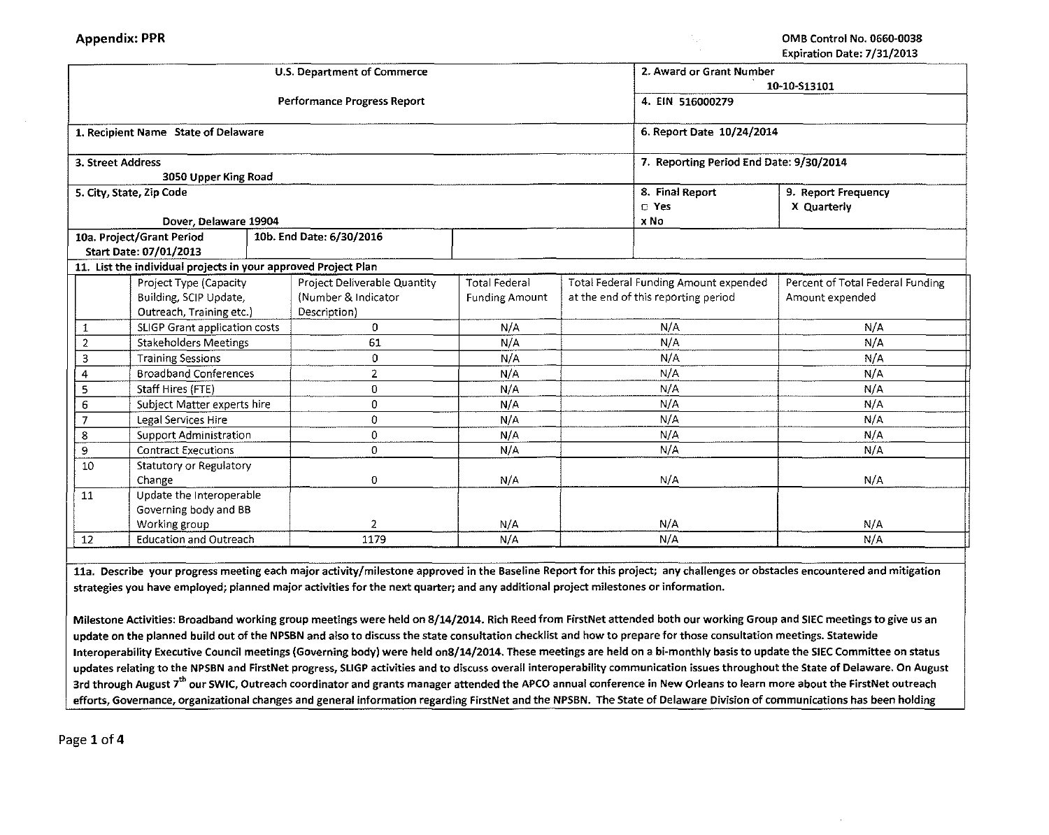**Appendix: PPR**

OMB Control No. 0660-0038
Expiration Date: 7/31/2013

| U.S. Department of Commerce<br>Performance Progress Report | 2. Award or Grant Number 10-10-S13101 | |
|---|---|---|
| | 4. EIN 516000279 | |
| 1. Recipient Name State of Delaware | 6. Report Date 10/24/2014 | |
| 3. Street Address 3050 Upper King Road | 7. Reporting Period End Date: 9/30/2014 | |
| 5. City, State, Zip Code Dover, Delaware 19904 | 8. Final Report □ Yes x No | 9. Report Frequency X Quarterly |
| 10a. Project/Grant Period Start Date: 07/01/2013 &nbsp; 10b. End Date: 6/30/2016 | | |

**11. List the individual projects in your approved Project Plan**

| | Project Type (Capacity Building, SCIP Update, Outreach, Training etc.) | Project Deliverable Quantity (Number & Indicator Description) | Total Federal Funding Amount | Total Federal Funding Amount expended at the end of this reporting period | Percent of Total Federal Funding Amount expended |
|---|---|---|---|---|---|
| 1 | SLIGP Grant application costs | 0 | N/A | N/A | N/A |
| 2 | Stakeholders Meetings | 61 | N/A | N/A | N/A |
| 3 | Training Sessions | 0 | N/A | N/A | N/A |
| 4 | Broadband Conferences | 2 | N/A | N/A | N/A |
| 5 | Staff Hires (FTE) | 0 | N/A | N/A | N/A |
| 6 | Subject Matter experts hire | 0 | N/A | N/A | N/A |
| 7 | Legal Services Hire | 0 | N/A | N/A | N/A |
| 8 | Support Administration | 0 | N/A | N/A | N/A |
| 9 | Contract Executions | 0 | N/A | N/A | N/A |
| 10 | Statutory or Regulatory Change | 0 | N/A | N/A | N/A |
| 11 | Update the Interoperable Governing body and BB Working group | 2 | N/A | N/A | N/A |
| 12 | Education and Outreach | 1179 | N/A | N/A | N/A |

**11a. Describe your progress meeting each major activity/milestone approved in the Baseline Report for this project; any challenges or obstacles encountered and mitigation strategies you have employed; planned major activities for the next quarter; and any additional project milestones or information.**

**Milestone Activities: Broadband working group meetings were held on 8/14/2014. Rich Reed from FirstNet attended both our working Group and SIEC meetings to give us an update on the planned build out of the NPSBN and also to discuss the state consultation checklist and how to prepare for those consultation meetings. Statewide Interoperability Executive Council meetings (Governing body) were held on8/14/2014. These meetings are held on a bi-monthly basis to update the SIEC Committee on status updates relating to the NPSBN and FirstNet progress, SLIGP activities and to discuss overall interoperability communication issues throughout the State of Delaware. On August 3rd through August 7th our SWIC, Outreach coordinator and grants manager attended the APCO annual conference in New Orleans to learn more about the FirstNet outreach efforts, Governance, organizational changes and general information regarding FirstNet and the NPSBN. The State of Delaware Division of communications has been holding**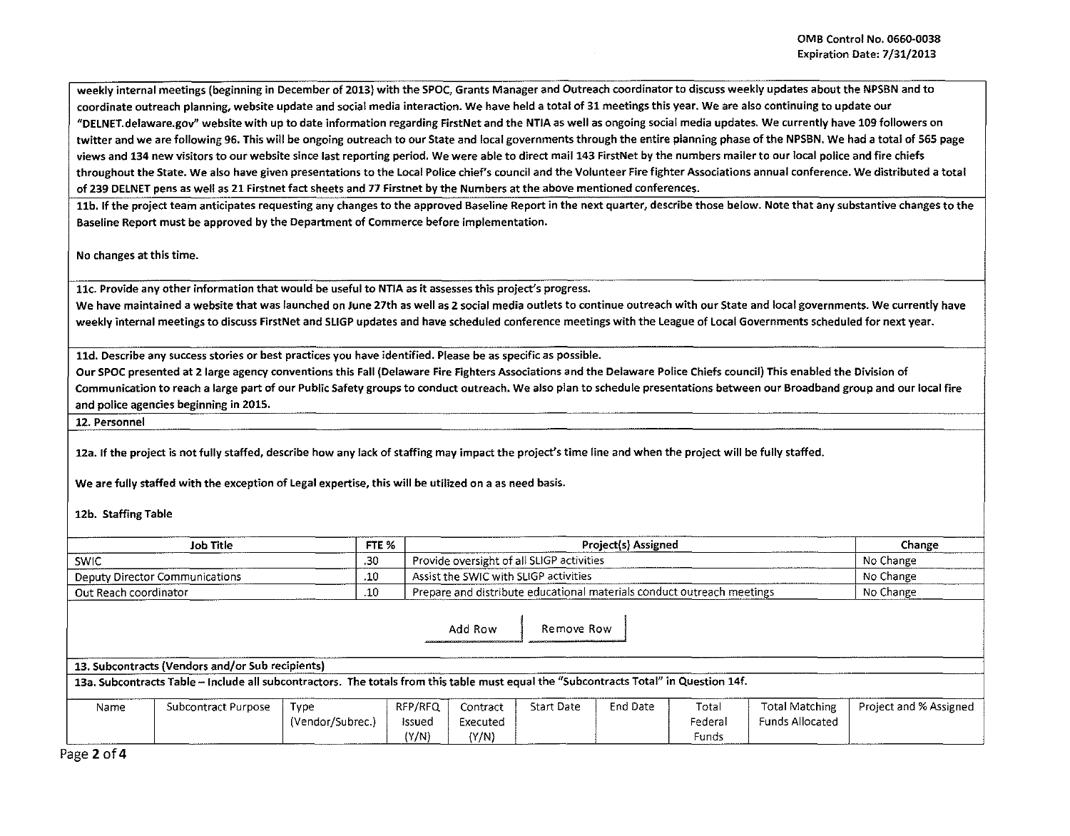weekly internal meetings (beginning in December of 2013) with the SPOC, Grants Manager and Outreach coordinator to discuss weekly updates about the NPSBN and to coordinate outreach planning, website update and social media interaction. We have held a total of 31 meetings this year. We are also continuing to update our "DELNET.delaware.gov" website with up to date information regarding FirstNet and the NTIA as well as ongoing social media updates. We currently have 109 followers on twitter and we are following 96. This will be ongoing outreach to our State and local governments through the entire planning phase of the NPSBN. We had a total of 565 page views and 134 new visitors to our website since last reporting period. We were able to direct mail 143 FirstNet by the numbers mailer to our local police and fire chiefs throughout the State. We also have given presentations to the Local Police chief's council and the Volunteer Fire fighter Associations annual conference. We distributed a total of 239 DELNET pens as well as 21 Firstnet fact sheets and 77 Firstnet by the Numbers at the above mentioned conferences.

**11b. If the project team anticipates requesting any changes to the approved Baseline Report in the next quarter, describe those below. Note that any substantive changes to the Baseline Report must be approved by the Department of Commerce before implementation.**

No changes at this time.

**11c. Provide any other information that would be useful to NTIA as it assesses this project's progress.**

We have maintained a website that was launched on June 27th as well as 2 social media outlets to continue outreach with our State and local governments. We currently have weekly internal meetings to discuss FirstNet and SLIGP updates and have scheduled conference meetings with the League of Local Governments scheduled for next year.

**11d. Describe any success stories or best practices you have identified. Please be as specific as possible.**

Our SPOC presented at 2 large agency conventions this Fall (Delaware Fire Fighters Associations and the Delaware Police Chiefs council) This enabled the Division of Communication to reach a large part of our Public Safety groups to conduct outreach. We also plan to schedule presentations between our Broadband group and our local fire and police agencies beginning in 2015.

**12. Personnel**

**12a. If the project is not fully staffed, describe how any lack of staffing may impact the project's time line and when the project will be fully staffed.**

We are fully staffed with the exception of Legal expertise, this will be utilized on a as need basis.

**12b. Staffing Table**

| Job Title | FTE % | Project(s) Assigned | Change |
|---|---|---|---|
| SWIC | .30 | Provide oversight of all SLIGP activities | No Change |
| Deputy Director Communications | .10 | Assist the SWIC with SLIGP activities | No Change |
| Out Reach coordinator | .10 | Prepare and distribute educational materials conduct outreach meetings | No Change |

**13. Subcontracts (Vendors and/or Sub recipients)**

**13a. Subcontracts Table – Include all subcontractors. The totals from this table must equal the "Subcontracts Total" in Question 14f.**

| Name | Subcontract Purpose | Type (Vendor/Subrec.) | RFP/RFQ Issued (Y/N) | Contract Executed (Y/N) | Start Date | End Date | Total Federal Funds | Total Matching Funds Allocated | Project and % Assigned |
|---|---|---|---|---|---|---|---|---|---|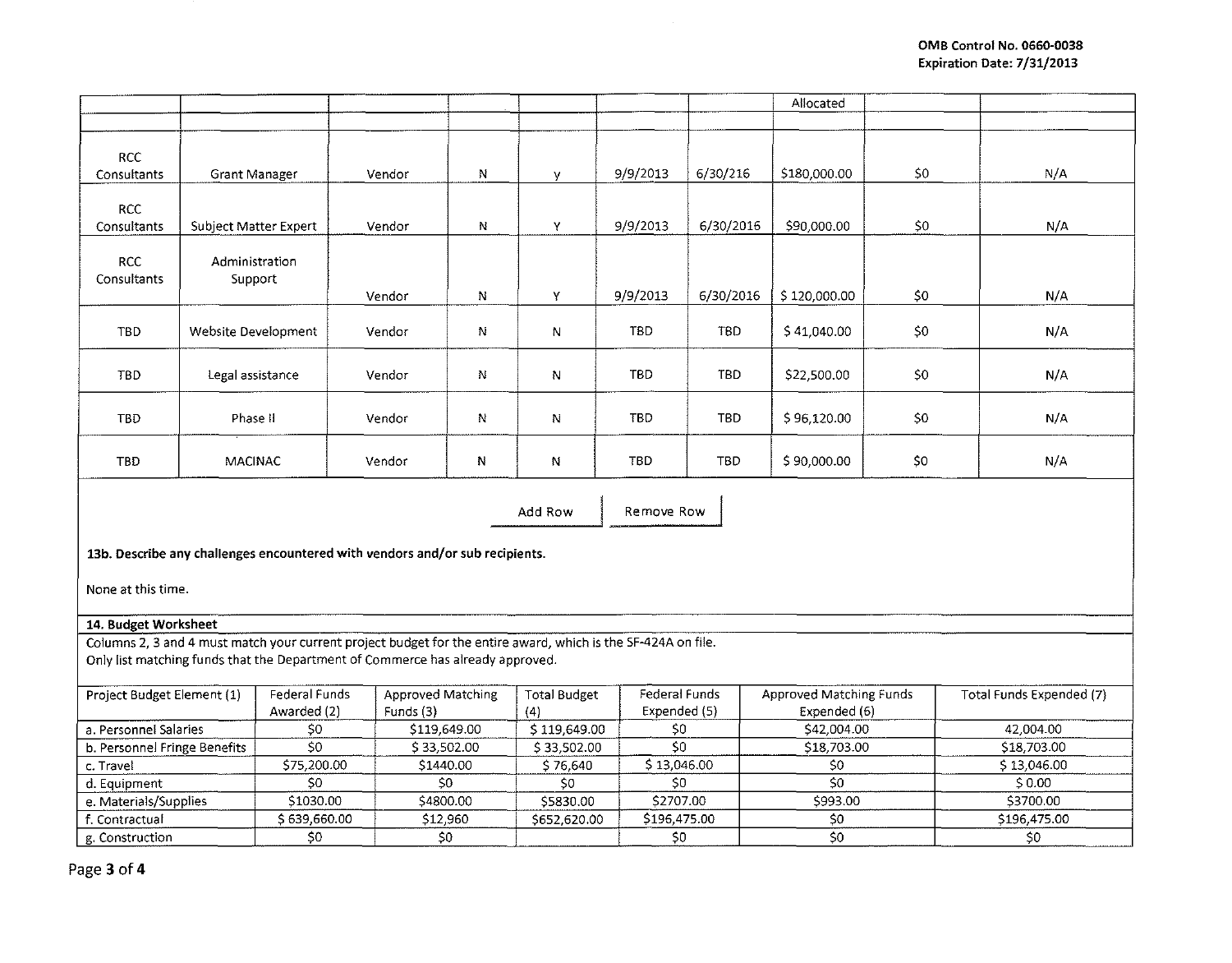OMB Control No. 0660-0038
Expiration Date: 7/31/2013

| | | | | | | | Allocated | | |
|---|---|---|---|---|---|---|---|---|---|
| | | | | | | | | | |
| RCC Consultants | Grant Manager | Vendor | N | y | 9/9/2013 | 6/30/216 | $180,000.00 | $0 | N/A |
| RCC Consultants | Subject Matter Expert | Vendor | N | Y | 9/9/2013 | 6/30/2016 | $90,000.00 | $0 | N/A |
| RCC Consultants | Administration Support | Vendor | N | Y | 9/9/2013 | 6/30/2016 | $ 120,000.00 | $0 | N/A |
| TBD | Website Development | Vendor | N | N | TBD | TBD | $ 41,040.00 | $0 | N/A |
| TBD | Legal assistance | Vendor | N | N | TBD | TBD | $22,500.00 | $0 | N/A |
| TBD | Phase II | Vendor | N | N | TBD | TBD | $ 96,120.00 | $0 | N/A |
| TBD | MACINAC | Vendor | N | N | TBD | TBD | $ 90,000.00 | $0 | N/A |

Add Row Remove Row

**13b. Describe any challenges encountered with vendors and/or sub recipients.**

None at this time.

**14. Budget Worksheet**

Columns 2, 3 and 4 must match your current project budget for the entire award, which is the SF-424A on file.
Only list matching funds that the Department of Commerce has already approved.

| Project Budget Element (1) | Federal Funds Awarded (2) | Approved Matching Funds (3) | Total Budget (4) | Federal Funds Expended (5) | Approved Matching Funds Expended (6) | Total Funds Expended (7) |
|---|---|---|---|---|---|---|
| a. Personnel Salaries | $0 | $119,649.00 | $ 119,649.00 | $0 | $42,004.00 | 42,004.00 |
| b. Personnel Fringe Benefits | $0 | $ 33,502.00 | $ 33,502.00 | $0 | $18,703.00 | $18,703.00 |
| c. Travel | $75,200.00 | $1440.00 | $ 76,640 | $ 13,046.00 | $0 | $ 13,046.00 |
| d. Equipment | $0 | $0 | $0 | $0 | $0 | $ 0.00 |
| e. Materials/Supplies | $1030.00 | $4800.00 | $5830.00 | $2707.00 | $993.00 | $3700.00 |
| f. Contractual | $ 639,660.00 | $12,960 | $652,620.00 | $196,475.00 | $0 | $196,475.00 |
| g. Construction | $0 | $0 | | $0 | $0 | $0 |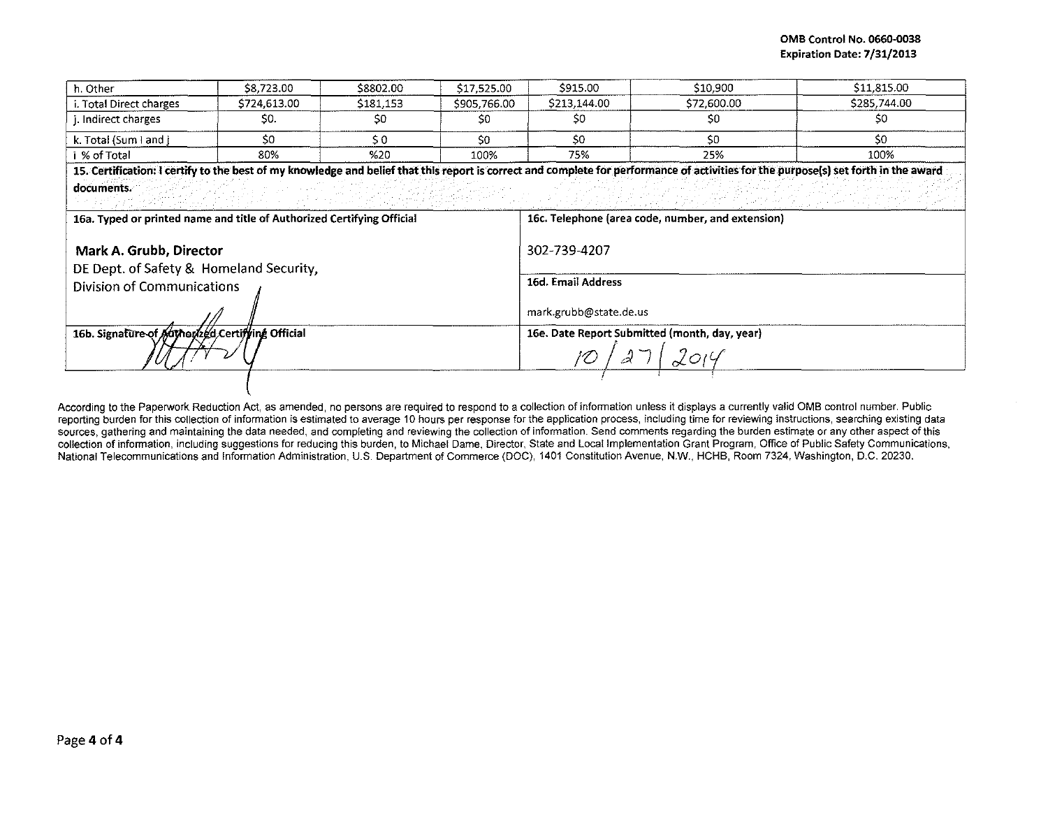OMB Control No. 0660-0038
Expiration Date: 7/31/2013

| | | | | | | |
|---|---|---|---|---|---|---|
| h. Other | $8,723.00 | $8802.00 | $17,525.00 | $915.00 | $10,900 | $11,815.00 |
| i. Total Direct charges | $724,613.00 | $181,153 | $905,766.00 | $213,144.00 | $72,600.00 | $285,744.00 |
| j. Indirect charges | $0. | $0 | $0 | $0 | $0 | $0 |
| k. Total (Sum I and j | $0 | $ 0 | $0 | $0 | $0 | $0 |
| i % of Total | 80% | %20 | 100% | 75% | 25% | 100% |

**15. Certification: I certify to the best of my knowledge and belief that this report is correct and complete for performance of activities for the purpose(s) set forth in the award documents.**

| | |
|---|---|
| **16a. Typed or printed name and title of Authorized Certifying Official** | **16c. Telephone (area code, number, and extension)** |
| **Mark A. Grubb, Director** DE Dept. of Safety & Homeland Security, Division of Communications | 302-739-4207 |
| | **16d. Email Address** mark.grubb@state.de.us |
| **16b. Signature of Authorized Certifying Official** | **16e. Date Report Submitted (month, day, year)** 10/27/2014 |

According to the Paperwork Reduction Act, as amended, no persons are required to respond to a collection of information unless it displays a currently valid OMB control number. Public reporting burden for this collection of information is estimated to average 10 hours per response for the application process, including time for reviewing instructions, searching existing data sources, gathering and maintaining the data needed, and completing and reviewing the collection of information. Send comments regarding the burden estimate or any other aspect of this collection of information, including suggestions for reducing this burden, to Michael Dame, Director, State and Local Implementation Grant Program, Office of Public Safety Communications, National Telecommunications and Information Administration, U.S. Department of Commerce (DOC), 1401 Constitution Avenue, N.W., HCHB, Room 7324, Washington, D.C. 20230.